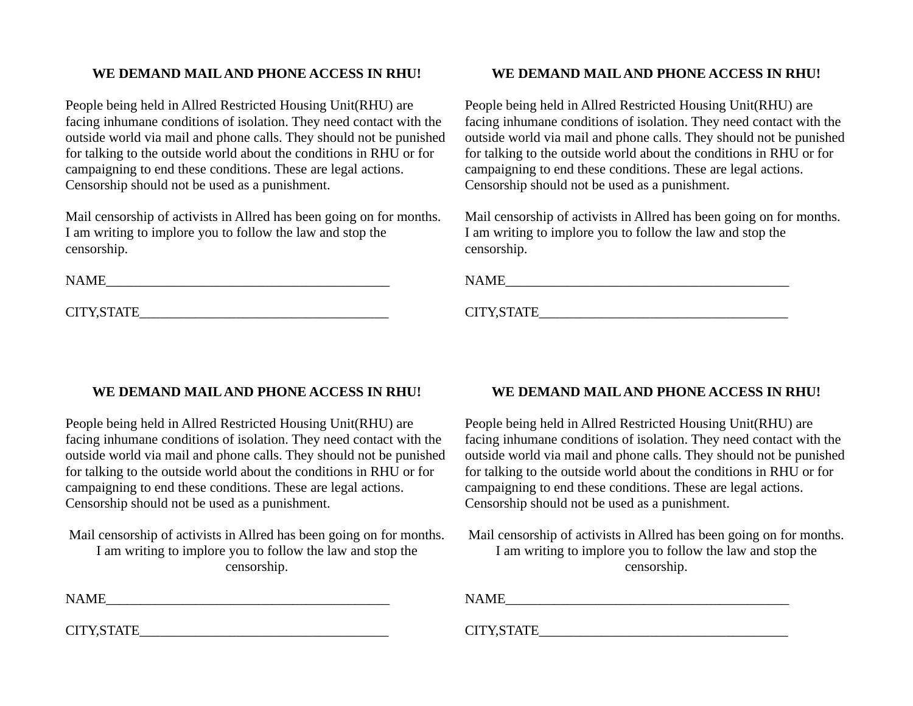**WE DEMAND MAIL AND PHONE ACCESS IN RHU!**

People being held in Allred Restricted Housing Unit(RHU) are facing inhumane conditions of isolation. They need contact with the outside world via mail and phone calls. They should not be punished for talking to the outside world about the conditions in RHU or for campaigning to end these conditions. These are legal actions. Censorship should not be used as a punishment.

Mail censorship of activists in Allred has been going on for months. I am writing to implore you to follow the law and stop the censorship.

NAME__________________________________________

CITY,STATE_____________________________________

**WE DEMAND MAIL AND PHONE ACCESS IN RHU!**

People being held in Allred Restricted Housing Unit(RHU) are facing inhumane conditions of isolation. They need contact with the outside world via mail and phone calls. They should not be punished for talking to the outside world about the conditions in RHU or for campaigning to end these conditions. These are legal actions. Censorship should not be used as a punishment.

Mail censorship of activists in Allred has been going on for months. I am writing to implore you to follow the law and stop the censorship.

NAME__________________________________________

CITY,STATE_____________________________________

**WE DEMAND MAIL AND PHONE ACCESS IN RHU!**

People being held in Allred Restricted Housing Unit(RHU) are facing inhumane conditions of isolation. They need contact with the outside world via mail and phone calls. They should not be punished for talking to the outside world about the conditions in RHU or for campaigning to end these conditions. These are legal actions. Censorship should not be used as a punishment.

Mail censorship of activists in Allred has been going on for months. I am writing to implore you to follow the law and stop the censorship.

NAME__________________________________________

CITY,STATE_____________________________________

**WE DEMAND MAIL AND PHONE ACCESS IN RHU!**

People being held in Allred Restricted Housing Unit(RHU) are facing inhumane conditions of isolation. They need contact with the outside world via mail and phone calls. They should not be punished for talking to the outside world about the conditions in RHU or for campaigning to end these conditions. These are legal actions. Censorship should not be used as a punishment.

Mail censorship of activists in Allred has been going on for months. I am writing to implore you to follow the law and stop the censorship.

NAME__________________________________________

CITY,STATE_____________________________________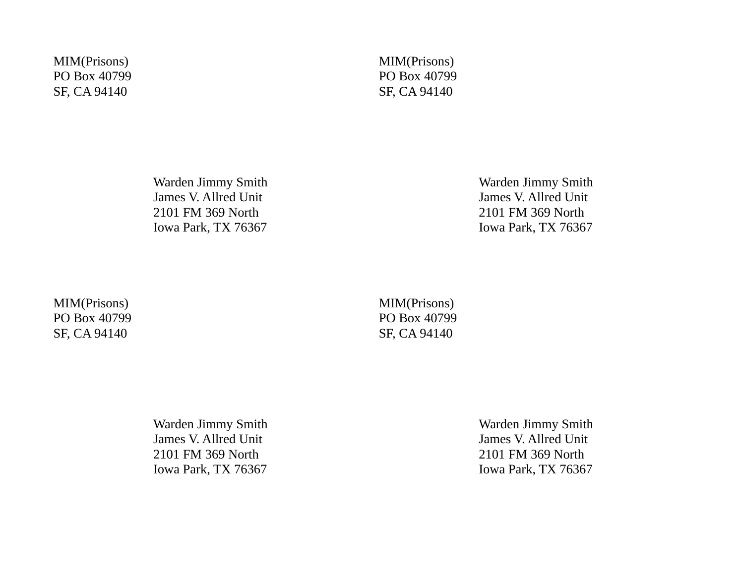MIM(Prisons)
PO Box 40799
SF, CA 94140

Warden Jimmy Smith
James V. Allred Unit
2101 FM 369 North
Iowa Park, TX 76367

MIM(Prisons)
PO Box 40799
SF, CA 94140

Warden Jimmy Smith
James V. Allred Unit
2101 FM 369 North
Iowa Park, TX 76367

MIM(Prisons)
PO Box 40799
SF, CA 94140

Warden Jimmy Smith
James V. Allred Unit
2101 FM 369 North
Iowa Park, TX 76367

MIM(Prisons)
PO Box 40799
SF, CA 94140

Warden Jimmy Smith
James V. Allred Unit
2101 FM 369 North
Iowa Park, TX 76367